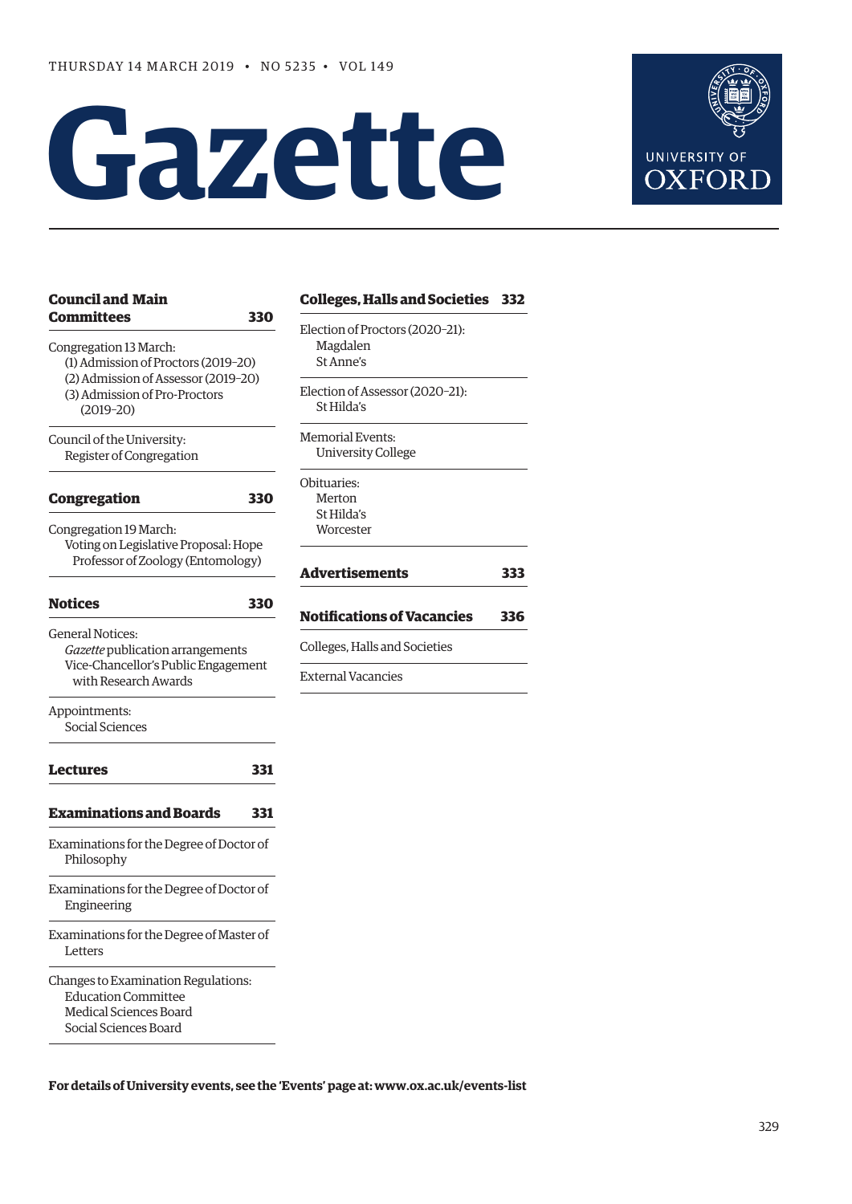THURSDAY 14 MARCH 2019 • NO 5235 • VOL 149

# Gazette

UNIVERSITY OF OXFORD

**Council and Main Committees** 330

Congregation 13 March:
- (1) Admission of Proctors (2019–20)
- (2) Admission of Assessor (2019–20)
- (3) Admission of Pro-Proctors (2019–20)

Council of the University:
- Register of Congregation

**Congregation** 330

Congregation 19 March:
- Voting on Legislative Proposal: Hope Professor of Zoology (Entomology)

**Notices** 330

General Notices:
- *Gazette* publication arrangements
- Vice-Chancellor's Public Engagement with Research Awards

Appointments:
- Social Sciences

**Lectures** 331

**Examinations and Boards** 331

Examinations for the Degree of Doctor of Philosophy

Examinations for the Degree of Doctor of Engineering

Examinations for the Degree of Master of Letters

Changes to Examination Regulations:
- Education Committee
- Medical Sciences Board
- Social Sciences Board

**Colleges, Halls and Societies** 332

Election of Proctors (2020–21):
- Magdalen
- St Anne's

Election of Assessor (2020–21):
- St Hilda's

Memorial Events:
- University College

Obituaries:
- Merton
- St Hilda's
- Worcester

**Advertisements** 333

**Notifications of Vacancies** 336

Colleges, Halls and Societies

External Vacancies

**For details of University events, see the 'Events' page at: www.ox.ac.uk/events-list**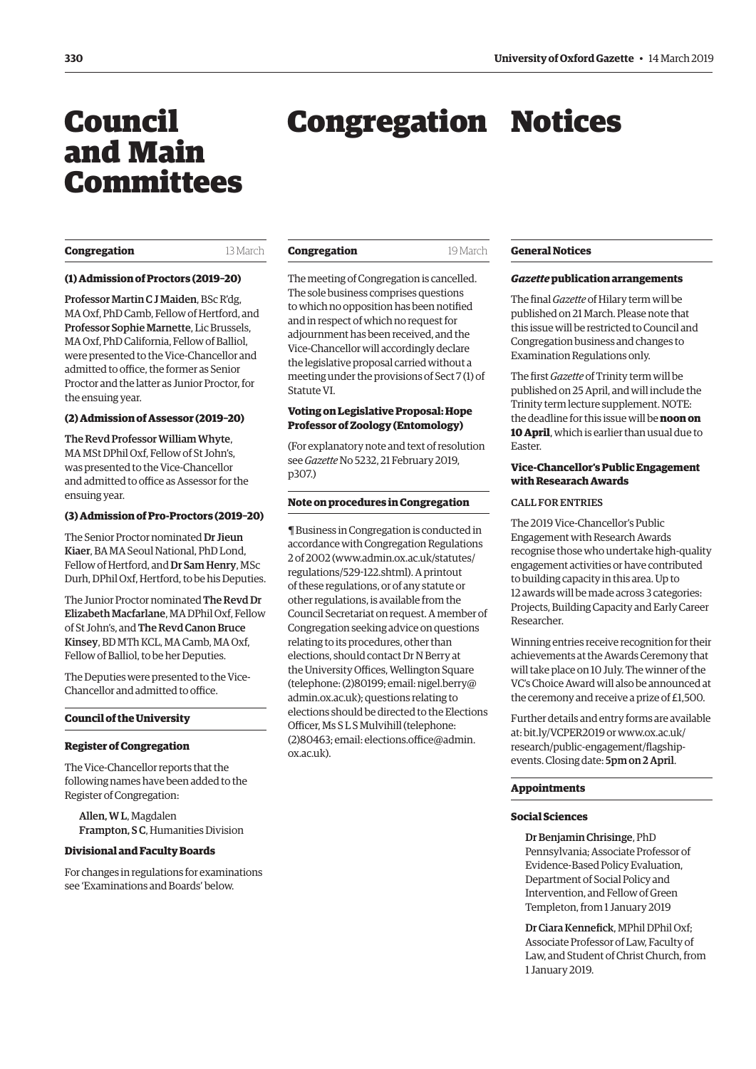# Council and Main Committees

## Congregation — 13 March

### (1) Admission of Proctors (2019–20)

**Professor Martin C J Maiden**, BSc R'dg, MA Oxf, PhD Camb, Fellow of Hertford, and **Professor Sophie Marnette**, Lic Brussels, MA Oxf, PhD California, Fellow of Balliol, were presented to the Vice-Chancellor and admitted to office, the former as Senior Proctor and the latter as Junior Proctor, for the ensuing year.

### (2) Admission of Assessor (2019–20)

**The Revd Professor William Whyte**, MA MSt DPhil Oxf, Fellow of St John's, was presented to the Vice-Chancellor and admitted to office as Assessor for the ensuing year.

### (3) Admission of Pro-Proctors (2019–20)

The Senior Proctor nominated **Dr Jieun Kiaer**, BA MA Seoul National, PhD Lond, Fellow of Hertford, and **Dr Sam Henry**, MSc Durh, DPhil Oxf, Hertford, to be his Deputies.

The Junior Proctor nominated **The Revd Dr Elizabeth Macfarlane**, MA DPhil Oxf, Fellow of St John's, and **The Revd Canon Bruce Kinsey**, BD MTh KCL, MA Camb, MA Oxf, Fellow of Balliol, to be her Deputies.

The Deputies were presented to the Vice-Chancellor and admitted to office.

## Council of the University

### Register of Congregation

The Vice-Chancellor reports that the following names have been added to the Register of Congregation:

**Allen, W L**, Magdalen
**Frampton, S C**, Humanities Division

### Divisional and Faculty Boards

For changes in regulations for examinations see 'Examinations and Boards' below.

# Congregation

## Congregation — 19 March

The meeting of Congregation is cancelled. The sole business comprises questions to which no opposition has been notified and in respect of which no request for adjournment has been received, and the Vice-Chancellor will accordingly declare the legislative proposal carried without a meeting under the provisions of Sect 7 (1) of Statute VI.

### Voting on Legislative Proposal: Hope Professor of Zoology (Entomology)

(For explanatory note and text of resolution see *Gazette* No 5232, 21 February 2019, p307.)

## Note on procedures in Congregation

¶ Business in Congregation is conducted in accordance with Congregation Regulations 2 of 2002 (www.admin.ox.ac.uk/statutes/regulations/529-122.shtml). A printout of these regulations, or of any statute or other regulations, is available from the Council Secretariat on request. A member of Congregation seeking advice on questions relating to its procedures, other than elections, should contact Dr N Berry at the University Offices, Wellington Square (telephone: (2)80199; email: nigel.berry@admin.ox.ac.uk); questions relating to elections should be directed to the Elections Officer, Ms S L S Mulvihill (telephone: (2)80463; email: elections.office@admin.ox.ac.uk).

# Notices

## General Notices

### *Gazette* publication arrangements

The final *Gazette* of Hilary term will be published on 21 March. Please note that this issue will be restricted to Council and Congregation business and changes to Examination Regulations only.

The first *Gazette* of Trinity term will be published on 25 April, and will include the Trinity term lecture supplement. NOTE: the deadline for this issue will be **noon on 10 April**, which is earlier than usual due to Easter.

### Vice-Chancellor's Public Engagement with Research Awards

CALL FOR ENTRIES

The 2019 Vice-Chancellor's Public Engagement with Research Awards recognise those who undertake high-quality engagement activities or have contributed to building capacity in this area. Up to 12 awards will be made across 3 categories: Projects, Building Capacity and Early Career Researcher.

Winning entries receive recognition for their achievements at the Awards Ceremony that will take place on 10 July. The winner of the VC's Choice Award will also be announced at the ceremony and receive a prize of £1,500.

Further details and entry forms are available at: bit.ly/VCPER2019 or www.ox.ac.uk/research/public-engagement/flagship-events. Closing date: **5pm on 2 April**.

## Appointments

### Social Sciences

**Dr Benjamin Chrisinge**, PhD Pennsylvania; Associate Professor of Evidence-Based Policy Evaluation, Department of Social Policy and Intervention, and Fellow of Green Templeton, from 1 January 2019

**Dr Ciara Kennefick**, MPhil DPhil Oxf; Associate Professor of Law, Faculty of Law, and Student of Christ Church, from 1 January 2019.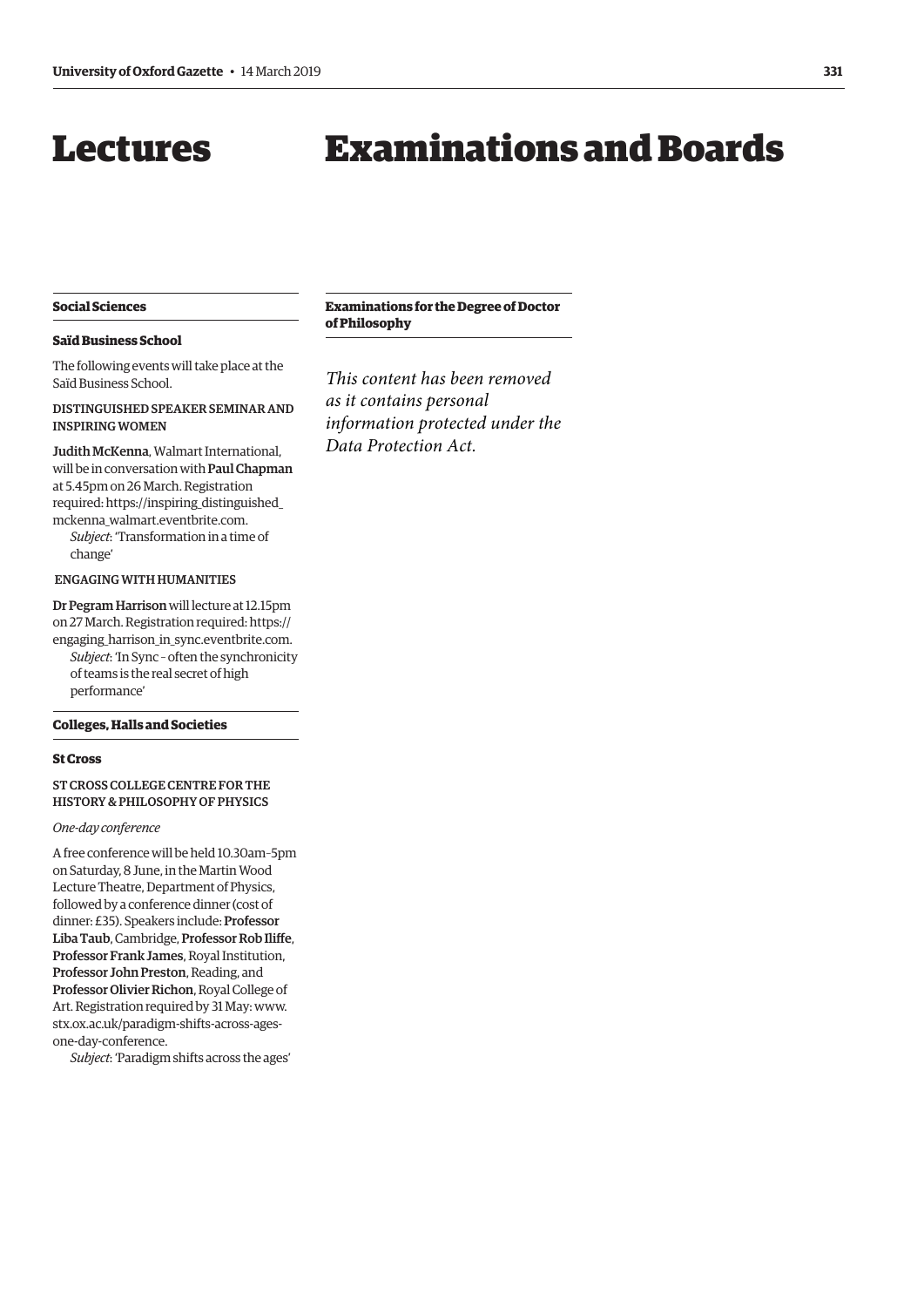# Lectures

## Social Sciences

### Saïd Business School

The following events will take place at the Saïd Business School.

DISTINGUISHED SPEAKER SEMINAR AND INSPIRING WOMEN

**Judith McKenna**, Walmart International, will be in conversation with **Paul Chapman** at 5.45pm on 26 March. Registration required: https://inspiring_distinguished_mckenna_walmart.eventbrite.com.

*Subject*: 'Transformation in a time of change'

ENGAGING WITH HUMANITIES

**Dr Pegram Harrison** will lecture at 12.15pm on 27 March. Registration required: https://engaging_harrison_in_sync.eventbrite.com.

*Subject*: 'In Sync – often the synchronicity of teams is the real secret of high performance'

## Colleges, Halls and Societies

### St Cross

ST CROSS COLLEGE CENTRE FOR THE HISTORY & PHILOSOPHY OF PHYSICS

*One-day conference*

A free conference will be held 10.30am–5pm on Saturday, 8 June, in the Martin Wood Lecture Theatre, Department of Physics, followed by a conference dinner (cost of dinner: £35). Speakers include: **Professor Liba Taub**, Cambridge, **Professor Rob Iliffe**, **Professor Frank James**, Royal Institution, **Professor John Preston**, Reading, and **Professor Olivier Richon**, Royal College of Art. Registration required by 31 May: www.stx.ox.ac.uk/paradigm-shifts-across-ages-one-day-conference.

*Subject*: 'Paradigm shifts across the ages'

# Examinations and Boards

## Examinations for the Degree of Doctor of Philosophy

*This content has been removed as it contains personal information protected under the Data Protection Act.*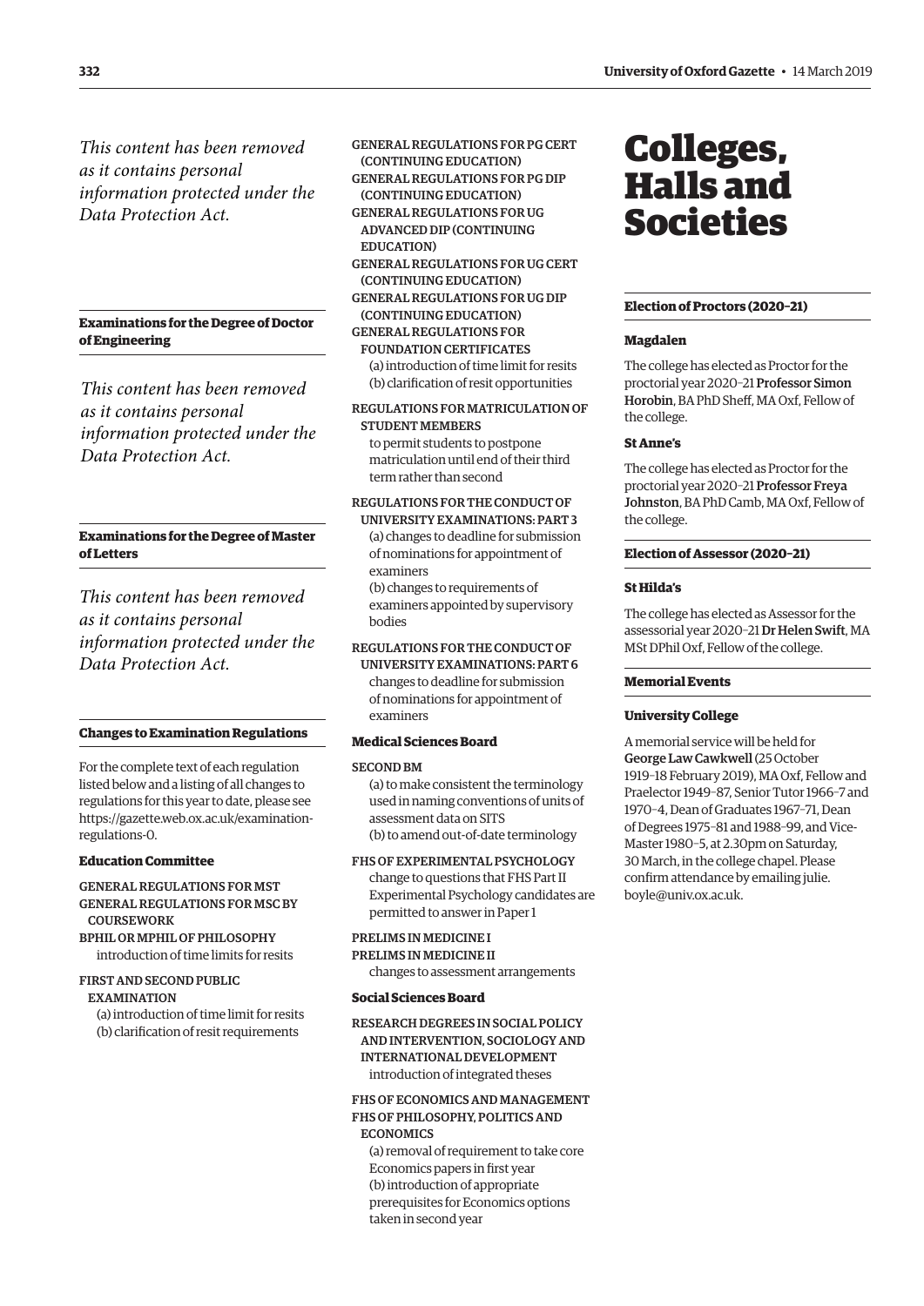*This content has been removed as it contains personal information protected under the Data Protection Act.*

### Examinations for the Degree of Doctor of Engineering

*This content has been removed as it contains personal information protected under the Data Protection Act.*

### Examinations for the Degree of Master of Letters

*This content has been removed as it contains personal information protected under the Data Protection Act.*

### Changes to Examination Regulations

For the complete text of each regulation listed below and a listing of all changes to regulations for this year to date, please see https://gazette.web.ox.ac.uk/examination-regulations-0.

#### Education Committee

GENERAL REGULATIONS FOR MST
GENERAL REGULATIONS FOR MSC BY COURSEWORK
BPHIL OR MPHIL OF PHILOSOPHY
introduction of time limits for resits

FIRST AND SECOND PUBLIC EXAMINATION
(a) introduction of time limit for resits
(b) clarification of resit requirements

GENERAL REGULATIONS FOR PG CERT (CONTINUING EDUCATION)
GENERAL REGULATIONS FOR PG DIP (CONTINUING EDUCATION)
GENERAL REGULATIONS FOR UG ADVANCED DIP (CONTINUING EDUCATION)
GENERAL REGULATIONS FOR UG CERT (CONTINUING EDUCATION)
GENERAL REGULATIONS FOR UG DIP (CONTINUING EDUCATION)
GENERAL REGULATIONS FOR FOUNDATION CERTIFICATES
(a) introduction of time limit for resits
(b) clarification of resit opportunities

REGULATIONS FOR MATRICULATION OF STUDENT MEMBERS
to permit students to postpone matriculation until end of their third term rather than second

REGULATIONS FOR THE CONDUCT OF UNIVERSITY EXAMINATIONS: PART 3
(a) changes to deadline for submission of nominations for appointment of examiners
(b) changes to requirements of examiners appointed by supervisory bodies

REGULATIONS FOR THE CONDUCT OF UNIVERSITY EXAMINATIONS: PART 6
changes to deadline for submission of nominations for appointment of examiners

#### Medical Sciences Board

SECOND BM
(a) to make consistent the terminology used in naming conventions of units of assessment data on SITS
(b) to amend out-of-date terminology

FHS OF EXPERIMENTAL PSYCHOLOGY
change to questions that FHS Part II Experimental Psychology candidates are permitted to answer in Paper 1

PRELIMS IN MEDICINE I
PRELIMS IN MEDICINE II
changes to assessment arrangements

#### Social Sciences Board

RESEARCH DEGREES IN SOCIAL POLICY AND INTERVENTION, SOCIOLOGY AND INTERNATIONAL DEVELOPMENT
introduction of integrated theses

FHS OF ECONOMICS AND MANAGEMENT
FHS OF PHILOSOPHY, POLITICS AND ECONOMICS
(a) removal of requirement to take core Economics papers in first year
(b) introduction of appropriate prerequisites for Economics options taken in second year

# Colleges, Halls and Societies

### Election of Proctors (2020–21)

#### Magdalen

The college has elected as Proctor for the proctorial year 2020–21 **Professor Simon Horobin**, BA PhD Sheff, MA Oxf, Fellow of the college.

#### St Anne's

The college has elected as Proctor for the proctorial year 2020–21 **Professor Freya Johnston**, BA PhD Camb, MA Oxf, Fellow of the college.

### Election of Assessor (2020–21)

#### St Hilda's

The college has elected as Assessor for the assessorial year 2020–21 **Dr Helen Swift**, MA MSt DPhil Oxf, Fellow of the college.

### Memorial Events

#### University College

A memorial service will be held for **George Law Cawkwell** (25 October 1919–18 February 2019), MA Oxf, Fellow and Praelector 1949–87, Senior Tutor 1966–7 and 1970–4, Dean of Graduates 1967–71, Dean of Degrees 1975–81 and 1988–99, and Vice-Master 1980–5, at 2.30pm on Saturday, 30 March, in the college chapel. Please confirm attendance by emailing julie.boyle@univ.ox.ac.uk.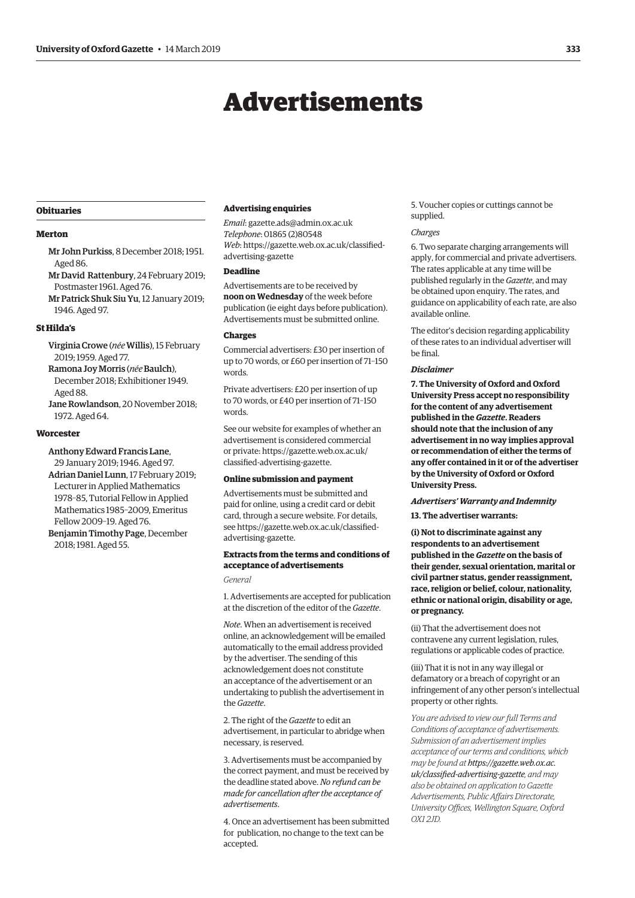# Advertisements

## Obituaries

### Merton

Mr John Purkiss, 8 December 2018; 1951. Aged 86.

Mr David Rattenbury, 24 February 2019; Postmaster 1961. Aged 76.

Mr Patrick Shuk Siu Yu, 12 January 2019; 1946. Aged 97.

### St Hilda's

Virginia Crowe (*née* Willis), 15 February 2019; 1959. Aged 77.

Ramona Joy Morris (*née* Baulch), December 2018; Exhibitioner 1949. Aged 88.

Jane Rowlandson, 20 November 2018; 1972. Aged 64.

### Worcester

Anthony Edward Francis Lane, 29 January 2019; 1946. Aged 97.

Adrian Daniel Lunn, 17 February 2019; Lecturer in Applied Mathematics 1978–85, Tutorial Fellow in Applied Mathematics 1985–2009, Emeritus Fellow 2009–19. Aged 76.

Benjamin Timothy Page, December 2018; 1981. Aged 55.

### Advertising enquiries

*Email*: gazette.ads@admin.ox.ac.uk
*Telephone*: 01865 (2)80548
*Web*: https://gazette.web.ox.ac.uk/classified-advertising-gazette

### Deadline

Advertisements are to be received by **noon on Wednesday** of the week before publication (ie eight days before publication). Advertisements must be submitted online.

### Charges

Commercial advertisers: £30 per insertion of up to 70 words, or £60 per insertion of 71–150 words.

Private advertisers: £20 per insertion of up to 70 words, or £40 per insertion of 71–150 words.

See our website for examples of whether an advertisement is considered commercial or private: https://gazette.web.ox.ac.uk/classified-advertising-gazette.

### Online submission and payment

Advertisements must be submitted and paid for online, using a credit card or debit card, through a secure website. For details, see https://gazette.web.ox.ac.uk/classified-advertising-gazette.

### Extracts from the terms and conditions of acceptance of advertisements

*General*

1. Advertisements are accepted for publication at the discretion of the editor of the *Gazette*.

*Note*. When an advertisement is received online, an acknowledgement will be emailed automatically to the email address provided by the advertiser. The sending of this acknowledgement does not constitute an acceptance of the advertisement or an undertaking to publish the advertisement in the *Gazette*.

2. The right of the *Gazette* to edit an advertisement, in particular to abridge when necessary, is reserved.

3. Advertisements must be accompanied by the correct payment, and must be received by the deadline stated above. *No refund can be made for cancellation after the acceptance of advertisements*.

4. Once an advertisement has been submitted for publication, no change to the text can be accepted.

5. Voucher copies or cuttings cannot be supplied.

*Charges*

6. Two separate charging arrangements will apply, for commercial and private advertisers. The rates applicable at any time will be published regularly in the *Gazette*, and may be obtained upon enquiry. The rates, and guidance on applicability of each rate, are also available online.

The editor's decision regarding applicability of these rates to an individual advertiser will be final.

***Disclaimer***

**7. The University of Oxford and Oxford University Press accept no responsibility for the content of any advertisement published in the *Gazette*. Readers should note that the inclusion of any advertisement in no way implies approval or recommendation of either the terms of any offer contained in it or of the advertiser by the University of Oxford or Oxford University Press.**

***Advertisers' Warranty and Indemnity***

**13. The advertiser warrants:**

**(i) Not to discriminate against any respondents to an advertisement published in the *Gazette* on the basis of their gender, sexual orientation, marital or civil partner status, gender reassignment, race, religion or belief, colour, nationality, ethnic or national origin, disability or age, or pregnancy.**

(ii) That the advertisement does not contravene any current legislation, rules, regulations or applicable codes of practice.

(iii) That it is not in any way illegal or defamatory or a breach of copyright or an infringement of any other person's intellectual property or other rights.

*You are advised to view our full Terms and Conditions of acceptance of advertisements. Submission of an advertisement implies acceptance of our terms and conditions, which may be found at* https://gazette.web.ox.ac.uk/classified-advertising-gazette*, and may also be obtained on application to Gazette Advertisements, Public Affairs Directorate, University Offices, Wellington Square, Oxford OX1 2JD.*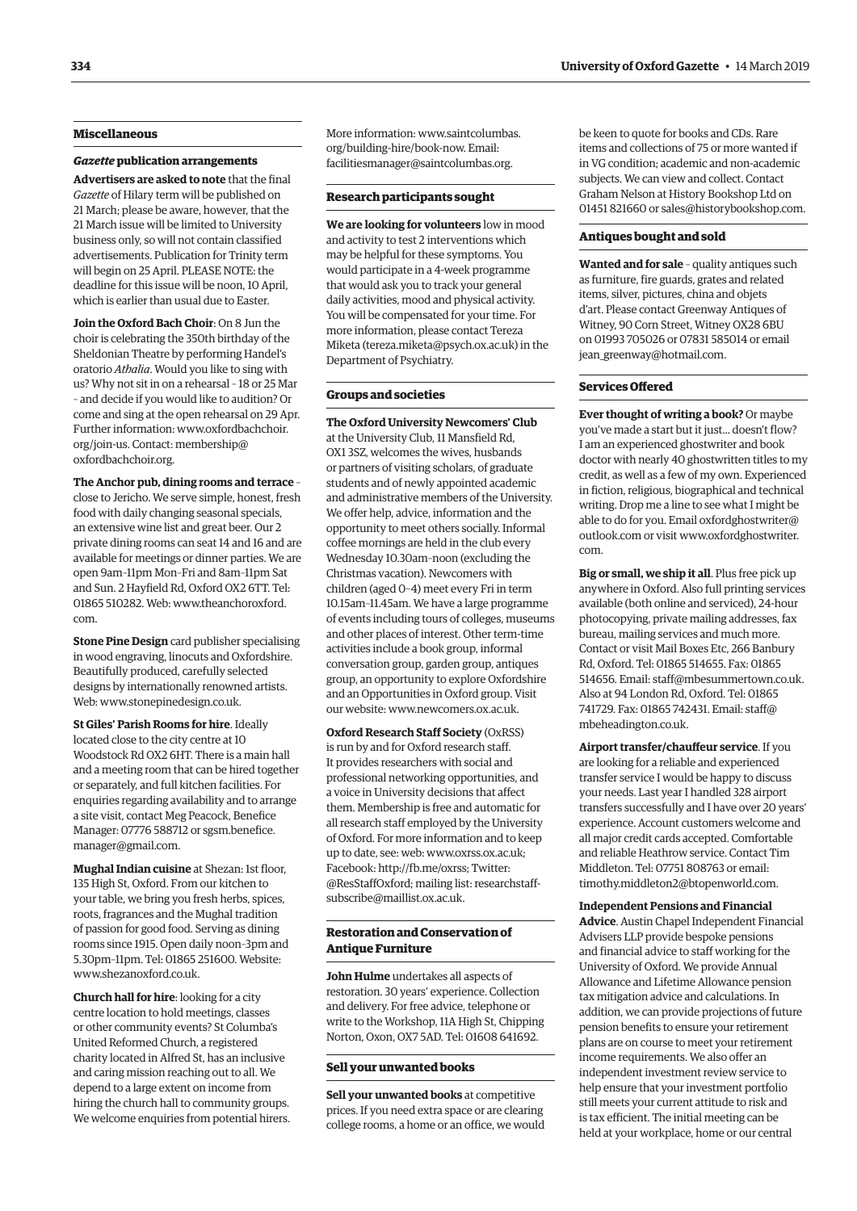## Miscellaneous

### *Gazette* publication arrangements

**Advertisers are asked to note** that the final *Gazette* of Hilary term will be published on 21 March; please be aware, however, that the 21 March issue will be limited to University business only, so will not contain classified advertisements. Publication for Trinity term will begin on 25 April. PLEASE NOTE: the deadline for this issue will be noon, 10 April, which is earlier than usual due to Easter.

**Join the Oxford Bach Choir**: On 8 Jun the choir is celebrating the 350th birthday of the Sheldonian Theatre by performing Handel's oratorio *Athalia*. Would you like to sing with us? Why not sit in on a rehearsal – 18 or 25 Mar – and decide if you would like to audition? Or come and sing at the open rehearsal on 29 Apr. Further information: www.oxfordbachchoir.org/join-us. Contact: membership@oxfordbachchoir.org.

**The Anchor pub, dining rooms and terrace** – close to Jericho. We serve simple, honest, fresh food with daily changing seasonal specials, an extensive wine list and great beer. Our 2 private dining rooms can seat 14 and 16 and are available for meetings or dinner parties. We are open 9am–11pm Mon–Fri and 8am–11pm Sat and Sun. 2 Hayfield Rd, Oxford OX2 6TT. Tel: 01865 510282. Web: www.theanchoroxford.com.

**Stone Pine Design** card publisher specialising in wood engraving, linocuts and Oxfordshire. Beautifully produced, carefully selected designs by internationally renowned artists. Web: www.stonepinedesign.co.uk.

**St Giles' Parish Rooms for hire**. Ideally located close to the city centre at 10 Woodstock Rd OX2 6HT. There is a main hall and a meeting room that can be hired together or separately, and full kitchen facilities. For enquiries regarding availability and to arrange a site visit, contact Meg Peacock, Benefice Manager: 07776 588712 or sgsm.benefice.manager@gmail.com.

**Mughal Indian cuisine** at Shezan: 1st floor, 135 High St, Oxford. From our kitchen to your table, we bring you fresh herbs, spices, roots, fragrances and the Mughal tradition of passion for good food. Serving as dining rooms since 1915. Open daily noon–3pm and 5.30pm–11pm. Tel: 01865 251600. Website: www.shezanoxford.co.uk.

**Church hall for hire**: looking for a city centre location to hold meetings, classes or other community events? St Columba's United Reformed Church, a registered charity located in Alfred St, has an inclusive and caring mission reaching out to all. We depend to a large extent on income from hiring the church hall to community groups. We welcome enquiries from potential hirers. More information: www.saintcolumbas.org/building-hire/book-now. Email: facilitiesmanager@saintcolumbas.org.

## Research participants sought

**We are looking for volunteers** low in mood and activity to test 2 interventions which may be helpful for these symptoms. You would participate in a 4-week programme that would ask you to track your general daily activities, mood and physical activity. You will be compensated for your time. For more information, please contact Tereza Miketa (tereza.miketa@psych.ox.ac.uk) in the Department of Psychiatry.

## Groups and societies

**The Oxford University Newcomers' Club** at the University Club, 11 Mansfield Rd, OX1 3SZ, welcomes the wives, husbands or partners of visiting scholars, of graduate students and of newly appointed academic and administrative members of the University. We offer help, advice, information and the opportunity to meet others socially. Informal coffee mornings are held in the club every Wednesday 10.30am–noon (excluding the Christmas vacation). Newcomers with children (aged 0–4) meet every Fri in term 10.15am–11.45am. We have a large programme of events including tours of colleges, museums and other places of interest. Other term-time activities include a book group, informal conversation group, garden group, antiques group, an opportunity to explore Oxfordshire and an Opportunities in Oxford group. Visit our website: www.newcomers.ox.ac.uk.

**Oxford Research Staff Society** (OxRSS) is run by and for Oxford research staff. It provides researchers with social and professional networking opportunities, and a voice in University decisions that affect them. Membership is free and automatic for all research staff employed by the University of Oxford. For more information and to keep up to date, see: web: www.oxrss.ox.ac.uk; Facebook: http://fb.me/oxrss; Twitter: @ResStaffOxford; mailing list: researchstaff-subscribe@maillist.ox.ac.uk.

## Restoration and Conservation of Antique Furniture

**John Hulme** undertakes all aspects of restoration. 30 years' experience. Collection and delivery. For free advice, telephone or write to the Workshop, 11A High St, Chipping Norton, Oxon, OX7 5AD. Tel: 01608 641692.

## Sell your unwanted books

**Sell your unwanted books** at competitive prices. If you need extra space or are clearing college rooms, a home or an office, we would be keen to quote for books and CDs. Rare items and collections of 75 or more wanted if in VG condition; academic and non-academic subjects. We can view and collect. Contact Graham Nelson at History Bookshop Ltd on 01451 821660 or sales@historybookshop.com.

## Antiques bought and sold

**Wanted and for sale** – quality antiques such as furniture, fire guards, grates and related items, silver, pictures, china and objets d'art. Please contact Greenway Antiques of Witney, 90 Corn Street, Witney OX28 6BU on 01993 705026 or 07831 585014 or email jean_greenway@hotmail.com.

## Services Offered

**Ever thought of writing a book?** Or maybe you've made a start but it just... doesn't flow? I am an experienced ghostwriter and book doctor with nearly 40 ghostwritten titles to my credit, as well as a few of my own. Experienced in fiction, religious, biographical and technical writing. Drop me a line to see what I might be able to do for you. Email oxfordghostwriter@outlook.com or visit www.oxfordghostwriter.com.

**Big or small, we ship it all**. Plus free pick up anywhere in Oxford. Also full printing services available (both online and serviced), 24-hour photocopying, private mailing addresses, fax bureau, mailing services and much more. Contact or visit Mail Boxes Etc, 266 Banbury Rd, Oxford. Tel: 01865 514655. Fax: 01865 514656. Email: staff@mbesummertown.co.uk. Also at 94 London Rd, Oxford. Tel: 01865 741729. Fax: 01865 742431. Email: staff@mbeheadington.co.uk.

**Airport transfer/chauffeur service**. If you are looking for a reliable and experienced transfer service I would be happy to discuss your needs. Last year I handled 328 airport transfers successfully and I have over 20 years' experience. Account customers welcome and all major credit cards accepted. Comfortable and reliable Heathrow service. Contact Tim Middleton. Tel: 07751 808763 or email: timothy.middleton2@btopenworld.com.

**Independent Pensions and Financial Advice**. Austin Chapel Independent Financial Advisers LLP provide bespoke pensions and financial advice to staff working for the University of Oxford. We provide Annual Allowance and Lifetime Allowance pension tax mitigation advice and calculations. In addition, we can provide projections of future pension benefits to ensure your retirement plans are on course to meet your retirement income requirements. We also offer an independent investment review service to help ensure that your investment portfolio still meets your current attitude to risk and is tax efficient. The initial meeting can be held at your workplace, home or our central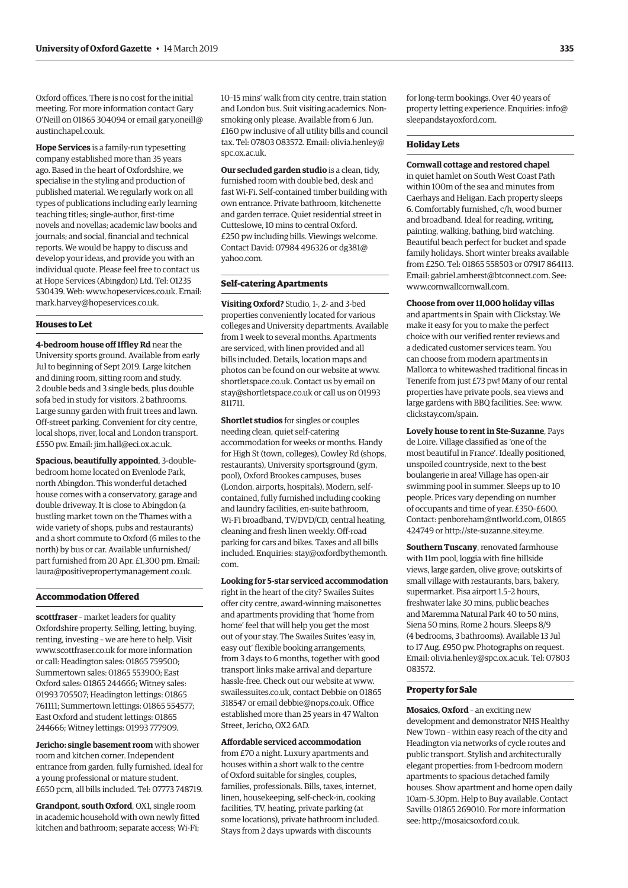Oxford offices. There is no cost for the initial meeting. For more information contact Gary O'Neill on 01865 304094 or email gary.oneill@austinchapel.co.uk.

**Hope Services** is a family-run typesetting company established more than 35 years ago. Based in the heart of Oxfordshire, we specialise in the styling and production of published material. We regularly work on all types of publications including early learning teaching titles; single-author, first-time novels and novellas; academic law books and journals; and social, financial and technical reports. We would be happy to discuss and develop your ideas, and provide you with an individual quote. Please feel free to contact us at Hope Services (Abingdon) Ltd. Tel: 01235 530439. Web: www.hopeservices.co.uk. Email: mark.harvey@hopeservices.co.uk.

### Houses to Let

**4-bedroom house off Iffley Rd** near the University sports ground. Available from early Jul to beginning of Sept 2019. Large kitchen and dining room, sitting room and study. 2 double beds and 3 single beds, plus double sofa bed in study for visitors. 2 bathrooms. Large sunny garden with fruit trees and lawn. Off-street parking. Convenient for city centre, local shops, river, local and London transport. £550 pw. Email: jim.hall@eci.ox.ac.uk.

**Spacious, beautifully appointed**, 3-double-bedroom home located on Evenlode Park, north Abingdon. This wonderful detached house comes with a conservatory, garage and double driveway. It is close to Abingdon (a bustling market town on the Thames with a wide variety of shops, pubs and restaurants) and a short commute to Oxford (6 miles to the north) by bus or car. Available unfurnished/part furnished from 20 Apr. £1,300 pm. Email: laura@positivepropertymanagement.co.uk.

### Accommodation Offered

**scottfraser** – market leaders for quality Oxfordshire property. Selling, letting, buying, renting, investing – we are here to help. Visit www.scottfraser.co.uk for more information or call: Headington sales: 01865 759500; Summertown sales: 01865 553900; East Oxford sales: 01865 244666; Witney sales: 01993 705507; Headington lettings: 01865 761111; Summertown lettings: 01865 554577; East Oxford and student lettings: 01865 244666; Witney lettings: 01993 777909.

**Jericho: single basement room** with shower room and kitchen corner. Independent entrance from garden, fully furnished. Ideal for a young professional or mature student. £650 pcm, all bills included. Tel: 07773 748719.

**Grandpont, south Oxford**, OX1, single room in academic household with own newly fitted kitchen and bathroom; separate access; Wi-Fi; 10–15 mins' walk from city centre, train station and London bus. Suit visiting academics. Non-smoking only please. Available from 6 Jun. £160 pw inclusive of all utility bills and council tax. Tel: 07803 083572. Email: olivia.henley@spc.ox.ac.uk.

**Our secluded garden studio** is a clean, tidy, furnished room with double bed, desk and fast Wi-Fi. Self-contained timber building with own entrance. Private bathroom, kitchenette and garden terrace. Quiet residential street in Cutteslowe, 10 mins to central Oxford. £250 pw including bills. Viewings welcome. Contact David: 07984 496326 or dg381@yahoo.com.

### Self-catering Apartments

**Visiting Oxford?** Studio, 1-, 2- and 3-bed properties conveniently located for various colleges and University departments. Available from 1 week to several months. Apartments are serviced, with linen provided and all bills included. Details, location maps and photos can be found on our website at www.shortletspace.co.uk. Contact us by email on stay@shortletspace.co.uk or call us on 01993 811711.

**Shortlet studios** for singles or couples needing clean, quiet self-catering accommodation for weeks or months. Handy for High St (town, colleges), Cowley Rd (shops, restaurants), University sportsground (gym, pool), Oxford Brookes campuses, buses (London, airports, hospitals). Modern, self-contained, fully furnished including cooking and laundry facilities, en-suite bathroom, Wi-Fi broadband, TV/DVD/CD, central heating, cleaning and fresh linen weekly. Off-road parking for cars and bikes. Taxes and all bills included. Enquiries: stay@oxfordbythemonth.com.

**Looking for 5-star serviced accommodation** right in the heart of the city? Swailes Suites offer city centre, award-winning maisonettes and apartments providing that 'home from home' feel that will help you get the most out of your stay. The Swailes Suites 'easy in, easy out' flexible booking arrangements, from 3 days to 6 months, together with good transport links make arrival and departure hassle-free. Check out our website at www.swailessuites.co.uk, contact Debbie on 01865 318547 or email debbie@nops.co.uk. Office established more than 25 years in 47 Walton Street, Jericho, OX2 6AD.

**Affordable serviced accommodation** from £70 a night. Luxury apartments and houses within a short walk to the centre of Oxford suitable for singles, couples, families, professionals. Bills, taxes, internet, linen, housekeeping, self-check-in, cooking facilities, TV, heating, private parking (at some locations), private bathroom included. Stays from 2 days upwards with discounts for long-term bookings. Over 40 years of property letting experience. Enquiries: info@sleepandstayoxford.com.

### Holiday Lets

**Cornwall cottage and restored chapel** in quiet hamlet on South West Coast Path within 100m of the sea and minutes from Caerhays and Heligan. Each property sleeps 6. Comfortably furnished, c/h, wood burner and broadband. Ideal for reading, writing, painting, walking, bathing, bird watching. Beautiful beach perfect for bucket and spade family holidays. Short winter breaks available from £250. Tel: 01865 558503 or 07917 864113. Email: gabriel.amherst@btconnect.com. See: www.cornwallcornwall.com.

**Choose from over 11,000 holiday villas** and apartments in Spain with Clickstay. We make it easy for you to make the perfect choice with our verified renter reviews and a dedicated customer services team. You can choose from modern apartments in Mallorca to whitewashed traditional fincas in Tenerife from just £73 pw! Many of our rental properties have private pools, sea views and large gardens with BBQ facilities. See: www.clickstay.com/spain.

**Lovely house to rent in Ste-Suzanne**, Pays de Loire. Village classified as 'one of the most beautiful in France'. Ideally positioned, unspoiled countryside, next to the best boulangerie in area! Village has open-air swimming pool in summer. Sleeps up to 10 people. Prices vary depending on number of occupants and time of year. £350–£600. Contact: penboreham@ntlworld.com, 01865 424749 or http://ste-suzanne.sitey.me.

**Southern Tuscany**, renovated farmhouse with 11m pool, loggia with fine hillside views, large garden, olive grove; outskirts of small village with restaurants, bars, bakery, supermarket. Pisa airport 1.5–2 hours, freshwater lake 30 mins, public beaches and Maremma Natural Park 40 to 50 mins, Siena 50 mins, Rome 2 hours. Sleeps 8/9 (4 bedrooms, 3 bathrooms). Available 13 Jul to 17 Aug. £950 pw. Photographs on request. Email: olivia.henley@spc.ox.ac.uk. Tel: 07803 083572.

### Property for Sale

**Mosaics, Oxford** – an exciting new development and demonstrator NHS Healthy New Town – within easy reach of the city and Headington via networks of cycle routes and public transport. Stylish and architecturally elegant properties: from 1-bedroom modern apartments to spacious detached family houses. Show apartment and home open daily 10am–5.30pm. Help to Buy available. Contact Savills: 01865 269010. For more information see: http://mosaicsoxford.co.uk.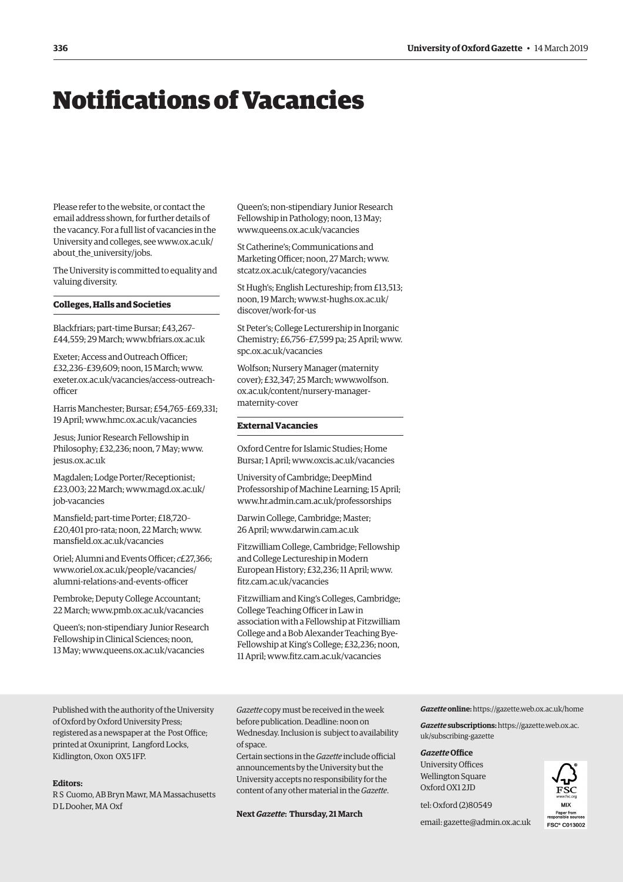# Notifications of Vacancies

Please refer to the website, or contact the email address shown, for further details of the vacancy. For a full list of vacancies in the University and colleges, see www.ox.ac.uk/about_the_university/jobs.

The University is committed to equality and valuing diversity.

### Colleges, Halls and Societies

Blackfriars; part-time Bursar; £43,267–£44,559; 29 March; www.bfriars.ox.ac.uk

Exeter; Access and Outreach Officer; £32,236–£39,609; noon, 15 March; www.exeter.ox.ac.uk/vacancies/access-outreach-officer

Harris Manchester; Bursar; £54,765–£69,331; 19 April; www.hmc.ox.ac.uk/vacancies

Jesus; Junior Research Fellowship in Philosophy; £32,236; noon, 7 May; www.jesus.ox.ac.uk

Magdalen; Lodge Porter/Receptionist; £23,003; 22 March; www.magd.ox.ac.uk/job-vacancies

Mansfield; part-time Porter; £18,720–£20,401 pro-rata; noon, 22 March; www.mansfield.ox.ac.uk/vacancies

Oriel; Alumni and Events Officer; *c*£27,366; www.oriel.ox.ac.uk/people/vacancies/alumni-relations-and-events-officer

Pembroke; Deputy College Accountant; 22 March; www.pmb.ox.ac.uk/vacancies

Queen's; non-stipendiary Junior Research Fellowship in Clinical Sciences; noon, 13 May; www.queens.ox.ac.uk/vacancies

Queen's; non-stipendiary Junior Research Fellowship in Pathology; noon, 13 May; www.queens.ox.ac.uk/vacancies

St Catherine's; Communications and Marketing Officer; noon, 27 March; www.stcatz.ox.ac.uk/category/vacancies

St Hugh's; English Lectureship; from £13,513; noon, 19 March; www.st-hughs.ox.ac.uk/discover/work-for-us

St Peter's; College Lecturership in Inorganic Chemistry; £6,756–£7,599 pa; 25 April; www.spc.ox.ac.uk/vacancies

Wolfson; Nursery Manager (maternity cover); £32,347; 25 March; www.wolfson.ox.ac.uk/content/nursery-manager-maternity-cover

### External Vacancies

Oxford Centre for Islamic Studies; Home Bursar; 1 April; www.oxcis.ac.uk/vacancies

University of Cambridge; DeepMind Professorship of Machine Learning; 15 April; www.hr.admin.cam.ac.uk/professorships

Darwin College, Cambridge; Master; 26 April; www.darwin.cam.ac.uk

Fitzwilliam College, Cambridge; Fellowship and College Lectureship in Modern European History; £32,236; 11 April; www.fitz.cam.ac.uk/vacancies

Fitzwilliam and King's Colleges, Cambridge; College Teaching Officer in Law in association with a Fellowship at Fitzwilliam College and a Bob Alexander Teaching Bye-Fellowship at King's College; £32,236; noon, 11 April; www.fitz.cam.ac.uk/vacancies

---

Published with the authority of the University of Oxford by Oxford University Press; registered as a newspaper at the Post Office; printed at Oxuniprint, Langford Locks, Kidlington, Oxon OX5 1FP.

**Editors:**
R S Cuomo, AB Bryn Mawr, MA Massachusetts
D L Dooher, MA Oxf

*Gazette* copy must be received in the week before publication. Deadline: noon on Wednesday. Inclusion is subject to availability of space.
Certain sections in the *Gazette* include official announcements by the University but the University accepts no responsibility for the content of any other material in the *Gazette*.

**Next *Gazette*: Thursday, 21 March**

***Gazette* online:** https://gazette.web.ox.ac.uk/home

***Gazette* subscriptions:** https://gazette.web.ox.ac.uk/subscribing-gazette

***Gazette* Office**
University Offices
Wellington Square
Oxford OX1 2JD

tel: Oxford (2)80549

email: gazette@admin.ox.ac.uk

FSC MIX Paper from responsible sources FSC® C013002